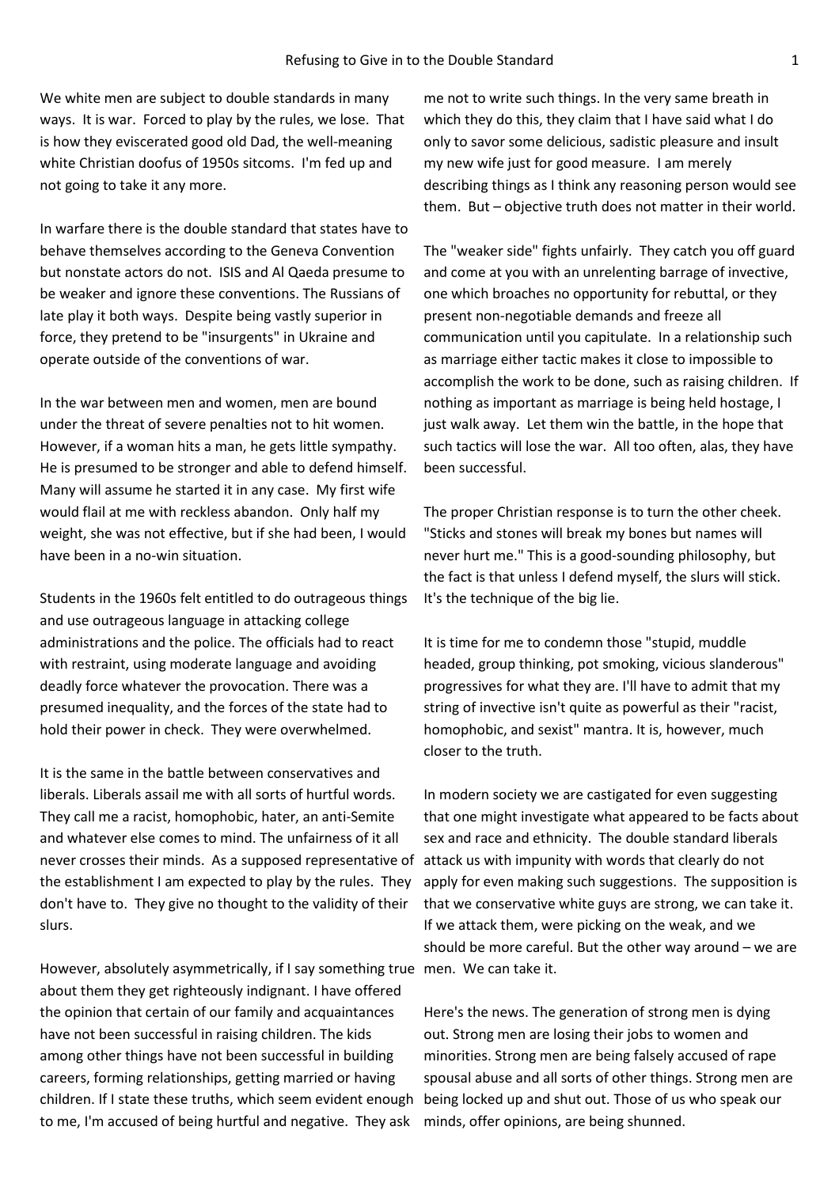We white men are subject to double standards in many ways. It is war. Forced to play by the rules, we lose. That is how they eviscerated good old Dad, the well-meaning white Christian doofus of 1950s sitcoms. I'm fed up and not going to take it any more.

In warfare there is the double standard that states have to behave themselves according to the Geneva Convention but nonstate actors do not. ISIS and Al Qaeda presume to be weaker and ignore these conventions. The Russians of late play it both ways. Despite being vastly superior in force, they pretend to be "insurgents" in Ukraine and operate outside of the conventions of war.

In the war between men and women, men are bound under the threat of severe penalties not to hit women. However, if a woman hits a man, he gets little sympathy. He is presumed to be stronger and able to defend himself. Many will assume he started it in any case. My first wife would flail at me with reckless abandon. Only half my weight, she was not effective, but if she had been, I would have been in a no-win situation.

Students in the 1960s felt entitled to do outrageous things and use outrageous language in attacking college administrations and the police. The officials had to react with restraint, using moderate language and avoiding deadly force whatever the provocation. There was a presumed inequality, and the forces of the state had to hold their power in check. They were overwhelmed.

It is the same in the battle between conservatives and liberals. Liberals assail me with all sorts of hurtful words. They call me a racist, homophobic, hater, an anti-Semite and whatever else comes to mind. The unfairness of it all never crosses their minds. As a supposed representative of the establishment I am expected to play by the rules. They don't have to. They give no thought to the validity of their slurs.

However, absolutely asymmetrically, if I say something true about them they get righteously indignant. I have offered the opinion that certain of our family and acquaintances have not been successful in raising children. The kids among other things have not been successful in building careers, forming relationships, getting married or having children. If I state these truths, which seem evident enough to me, I'm accused of being hurtful and negative. They ask me not to write such things. In the very same breath in which they do this, they claim that I have said what I do only to savor some delicious, sadistic pleasure and insult my new wife just for good measure. I am merely describing things as I think any reasoning person would see them. But – objective truth does not matter in their world.

The "weaker side" fights unfairly. They catch you off guard and come at you with an unrelenting barrage of invective, one which broaches no opportunity for rebuttal, or they present non-negotiable demands and freeze all communication until you capitulate. In a relationship such as marriage either tactic makes it close to impossible to accomplish the work to be done, such as raising children. If nothing as important as marriage is being held hostage, I just walk away. Let them win the battle, in the hope that such tactics will lose the war. All too often, alas, they have been successful.

The proper Christian response is to turn the other cheek. "Sticks and stones will break my bones but names will never hurt me." This is a good-sounding philosophy, but the fact is that unless I defend myself, the slurs will stick. It's the technique of the big lie.

It is time for me to condemn those "stupid, muddle headed, group thinking, pot smoking, vicious slanderous" progressives for what they are. I'll have to admit that my string of invective isn't quite as powerful as their "racist, homophobic, and sexist" mantra. It is, however, much closer to the truth.

In modern society we are castigated for even suggesting that one might investigate what appeared to be facts about sex and race and ethnicity. The double standard liberals attack us with impunity with words that clearly do not apply for even making such suggestions. The supposition is that we conservative white guys are strong, we can take it. If we attack them, were picking on the weak, and we should be more careful. But the other way around – we are men. We can take it.

Here's the news. The generation of strong men is dying out. Strong men are losing their jobs to women and minorities. Strong men are being falsely accused of rape spousal abuse and all sorts of other things. Strong men are being locked up and shut out. Those of us who speak our minds, offer opinions, are being shunned.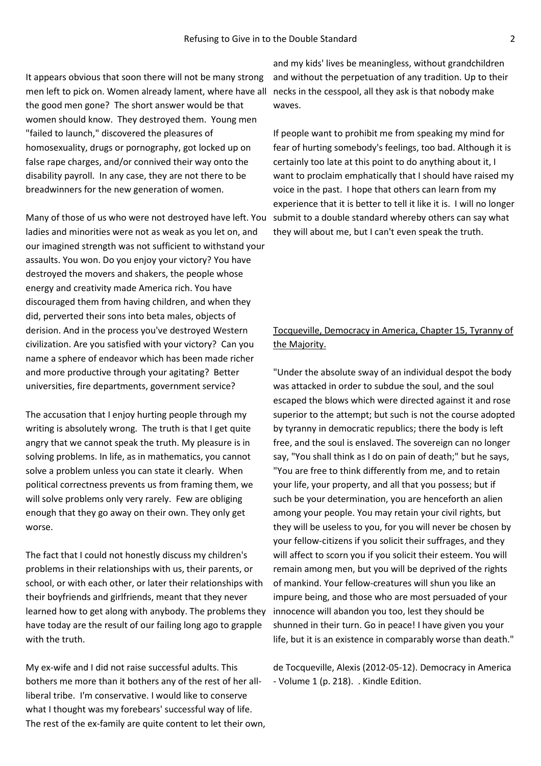It appears obvious that soon there will not be many strong men left to pick on. Women already lament, where have all the good men gone? The short answer would be that women should know. They destroyed them. Young men "failed to launch," discovered the pleasures of homosexuality, drugs or pornography, got locked up on false rape charges, and/or connived their way onto the disability payroll. In any case, they are not there to be breadwinners for the new generation of women.

Many of those of us who were not destroyed have left. You ladies and minorities were not as weak as you let on, and our imagined strength was not sufficient to withstand your assaults. You won. Do you enjoy your victory? You have destroyed the movers and shakers, the people whose energy and creativity made America rich. You have discouraged them from having children, and when they did, perverted their sons into beta males, objects of derision. And in the process you've destroyed Western civilization. Are you satisfied with your victory? Can you name a sphere of endeavor which has been made richer and more productive through your agitating? Better universities, fire departments, government service?

The accusation that I enjoy hurting people through my writing is absolutely wrong. The truth is that I get quite angry that we cannot speak the truth. My pleasure is in solving problems. In life, as in mathematics, you cannot solve a problem unless you can state it clearly. When political correctness prevents us from framing them, we will solve problems only very rarely. Few are obliging enough that they go away on their own. They only get worse.

The fact that I could not honestly discuss my children's problems in their relationships with us, their parents, or school, or with each other, or later their relationships with their boyfriends and girlfriends, meant that they never learned how to get along with anybody. The problems they have today are the result of our failing long ago to grapple with the truth.

My ex-wife and I did not raise successful adults. This bothers me more than it bothers any of the rest of her all-liberal tribe. I'm conservative. I would like to conserve what I thought was my forebears' successful way of life. The rest of the ex-family are quite content to let their own, and my kids' lives be meaningless, without grandchildren and without the perpetuation of any tradition. Up to their necks in the cesspool, all they ask is that nobody make waves.

If people want to prohibit me from speaking my mind for fear of hurting somebody's feelings, too bad. Although it is certainly too late at this point to do anything about it, I want to proclaim emphatically that I should have raised my voice in the past. I hope that others can learn from my experience that it is better to tell it like it is. I will no longer submit to a double standard whereby others can say what they will about me, but I can't even speak the truth.

Tocqueville, Democracy in America, Chapter 15, Tyranny of the Majority.

"Under the absolute sway of an individual despot the body was attacked in order to subdue the soul, and the soul escaped the blows which were directed against it and rose superior to the attempt; but such is not the course adopted by tyranny in democratic republics; there the body is left free, and the soul is enslaved. The sovereign can no longer say, "You shall think as I do on pain of death;" but he says, "You are free to think differently from me, and to retain your life, your property, and all that you possess; but if such be your determination, you are henceforth an alien among your people. You may retain your civil rights, but they will be useless to you, for you will never be chosen by your fellow-citizens if you solicit their suffrages, and they will affect to scorn you if you solicit their esteem. You will remain among men, but you will be deprived of the rights of mankind. Your fellow-creatures will shun you like an impure being, and those who are most persuaded of your innocence will abandon you too, lest they should be shunned in their turn. Go in peace! I have given you your life, but it is an existence in comparably worse than death."

de Tocqueville, Alexis (2012-05-12). Democracy in America - Volume 1 (p. 218). . Kindle Edition.